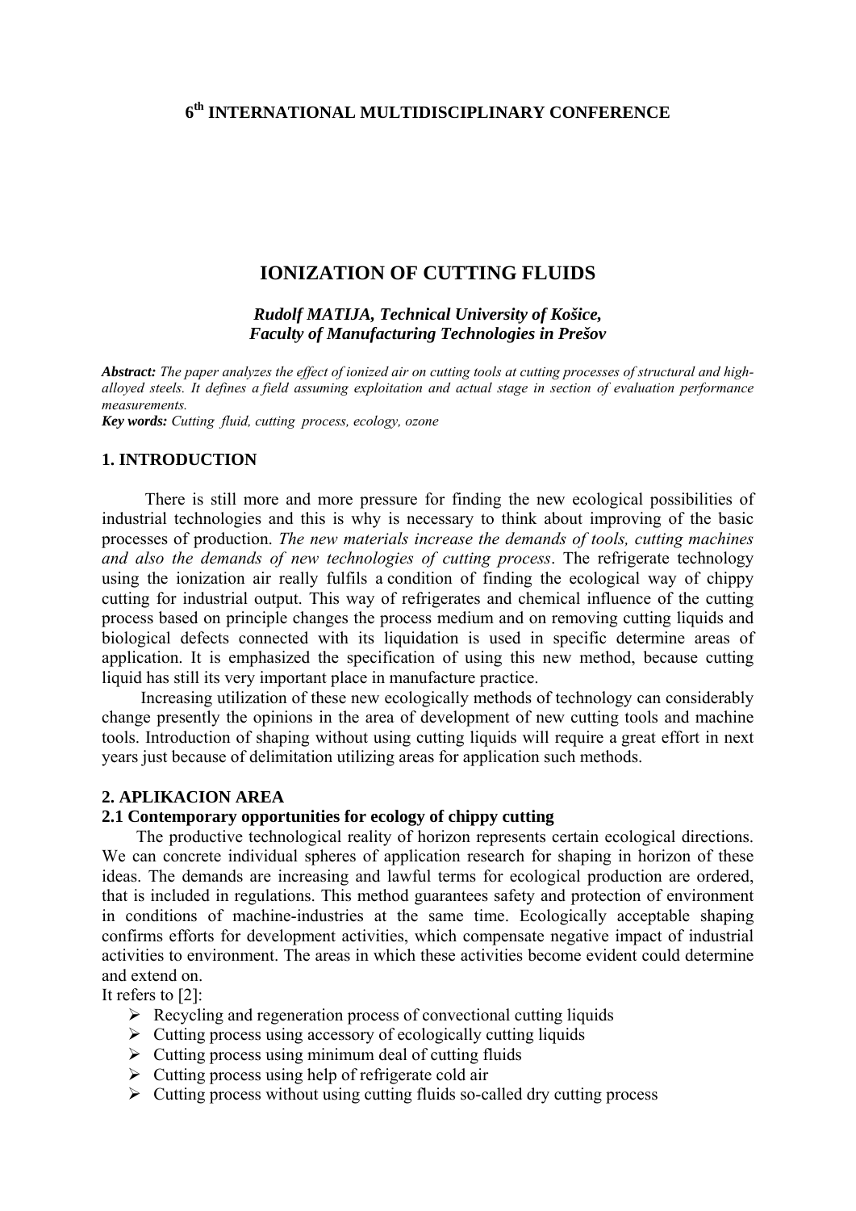**6th INTERNATIONAL MULTIDISCIPLINARY CONFERENCE**

# IONIZATION OF CUTTING FLUIDS

***Rudolf MATIJA, Technical University of Košice, Faculty of Manufacturing Technologies in Prešov***

***Abstract:*** *The paper analyzes the effect of ionized air on cutting tools at cutting processes of structural and high-alloyed steels. It defines a field assuming exploitation and actual stage in section of evaluation performance measurements.*
***Key words:*** *Cutting fluid, cutting process, ecology, ozone*

## 1. INTRODUCTION

There is still more and more pressure for finding the new ecological possibilities of industrial technologies and this is why is necessary to think about improving of the basic processes of production. *The new materials increase the demands of tools, cutting machines and also the demands of new technologies of cutting process*. The refrigerate technology using the ionization air really fulfils a condition of finding the ecological way of chippy cutting for industrial output. This way of refrigerates and chemical influence of the cutting process based on principle changes the process medium and on removing cutting liquids and biological defects connected with its liquidation is used in specific determine areas of application. It is emphasized the specification of using this new method, because cutting liquid has still its very important place in manufacture practice.

Increasing utilization of these new ecologically methods of technology can considerably change presently the opinions in the area of development of new cutting tools and machine tools. Introduction of shaping without using cutting liquids will require a great effort in next years just because of delimitation utilizing areas for application such methods.

## 2. APLIKACION AREA

### 2.1 Contemporary opportunities for ecology of chippy cutting

The productive technological reality of horizon represents certain ecological directions. We can concrete individual spheres of application research for shaping in horizon of these ideas. The demands are increasing and lawful terms for ecological production are ordered, that is included in regulations. This method guarantees safety and protection of environment in conditions of machine-industries at the same time. Ecologically acceptable shaping confirms efforts for development activities, which compensate negative impact of industrial activities to environment. The areas in which these activities become evident could determine and extend on.

It refers to [2]:

- Recycling and regeneration process of convectional cutting liquids
- Cutting process using accessory of ecologically cutting liquids
- Cutting process using minimum deal of cutting fluids
- Cutting process using help of refrigerate cold air
- Cutting process without using cutting fluids so-called dry cutting process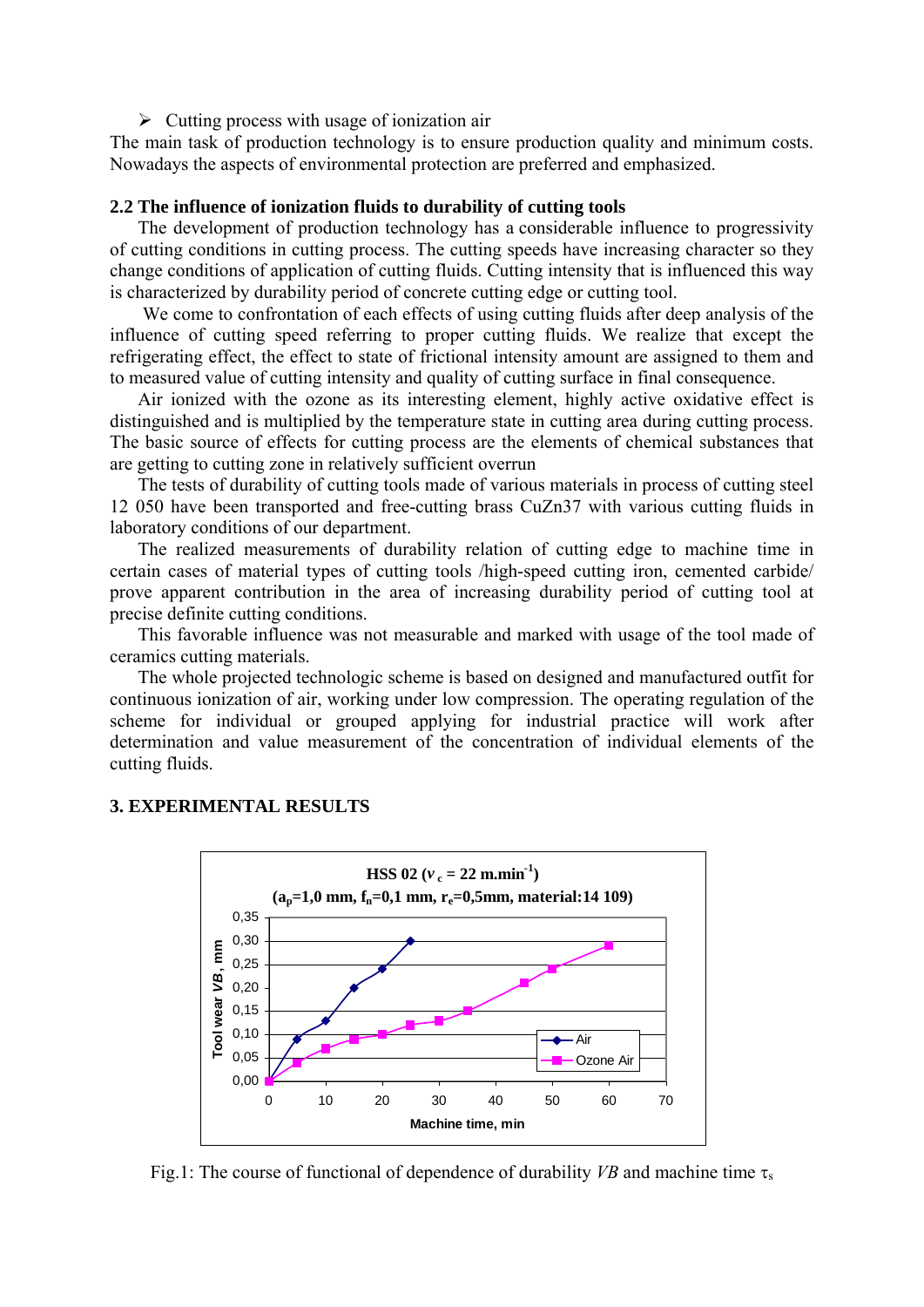- Cutting process with usage of ionization air

The main task of production technology is to ensure production quality and minimum costs. Nowadays the aspects of environmental protection are preferred and emphasized.

### 2.2 The influence of ionization fluids to durability of cutting tools

The development of production technology has a considerable influence to progressivity of cutting conditions in cutting process. The cutting speeds have increasing character so they change conditions of application of cutting fluids. Cutting intensity that is influenced this way is characterized by durability period of concrete cutting edge or cutting tool.

We come to confrontation of each effects of using cutting fluids after deep analysis of the influence of cutting speed referring to proper cutting fluids. We realize that except the refrigerating effect, the effect to state of frictional intensity amount are assigned to them and to measured value of cutting intensity and quality of cutting surface in final consequence.

Air ionized with the ozone as its interesting element, highly active oxidative effect is distinguished and is multiplied by the temperature state in cutting area during cutting process. The basic source of effects for cutting process are the elements of chemical substances that are getting to cutting zone in relatively sufficient overrun

The tests of durability of cutting tools made of various materials in process of cutting steel 12 050 have been transported and free-cutting brass CuZn37 with various cutting fluids in laboratory conditions of our department.

The realized measurements of durability relation of cutting edge to machine time in certain cases of material types of cutting tools /high-speed cutting iron, cemented carbide/ prove apparent contribution in the area of increasing durability period of cutting tool at precise definite cutting conditions.

This favorable influence was not measurable and marked with usage of the tool made of ceramics cutting materials.

The whole projected technologic scheme is based on designed and manufactured outfit for continuous ionization of air, working under low compression. The operating regulation of the scheme for individual or grouped applying for industrial practice will work after determination and value measurement of the concentration of individual elements of the cutting fluids.

## 3. EXPERIMENTAL RESULTS

**HSS 02 ($v_c$ = 22 m.min$^{-1}$)**
**($a_p$=1,0 mm, $f_n$=0,1 mm, $r_e$=0,5mm, material:14 109)**

| Machine time, min | Tool wear *VB*, mm (Air) | Tool wear *VB*, mm (Ozone Air) |
|---|---|---|
| 0 | 0,00 | 0,00 |
| 5 | 0,09 | 0,04 |
| 10 | 0,13 | 0,07 |
| 15 | 0,20 | 0,09 |
| 20 | 0,24 | 0,10 |
| 25 | 0,30 | 0,12 |
| 30 | | 0,13 |
| 35 | | 0,15 |
| 45 | | 0,21 |
| 50 | | 0,24 |
| 60 | | 0,29 |

Fig.1: The course of functional of dependence of durability *VB* and machine time $\tau_s$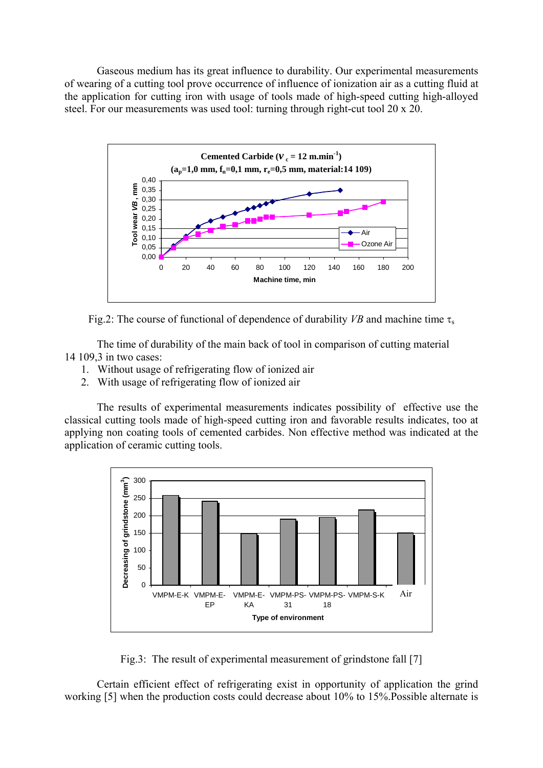Gaseous medium has its great influence to durability. Our experimental measurements of wearing of a cutting tool prove occurrence of influence of ionization air as a cutting fluid at the application for cutting iron with usage of tools made of high-speed cutting high-alloyed steel. For our measurements was used tool: turning through right-cut tool 20 x 20.

Fig.2: The course of functional of dependence of durability *VB* and machine time $\tau_s$

The time of durability of the main back of tool in comparison of cutting material 14 109,3 in two cases:

1. Without usage of refrigerating flow of ionized air
2. With usage of refrigerating flow of ionized air

The results of experimental measurements indicates possibility of effective use the classical cutting tools made of high-speed cutting iron and favorable results indicates, too at applying non coating tools of cemented carbides. Non effective method was indicated at the application of ceramic cutting tools.

Fig.3: The result of experimental measurement of grindstone fall [7]

Certain efficient effect of refrigerating exist in opportunity of application the grind working [5] when the production costs could decrease about 10% to 15%.Possible alternate is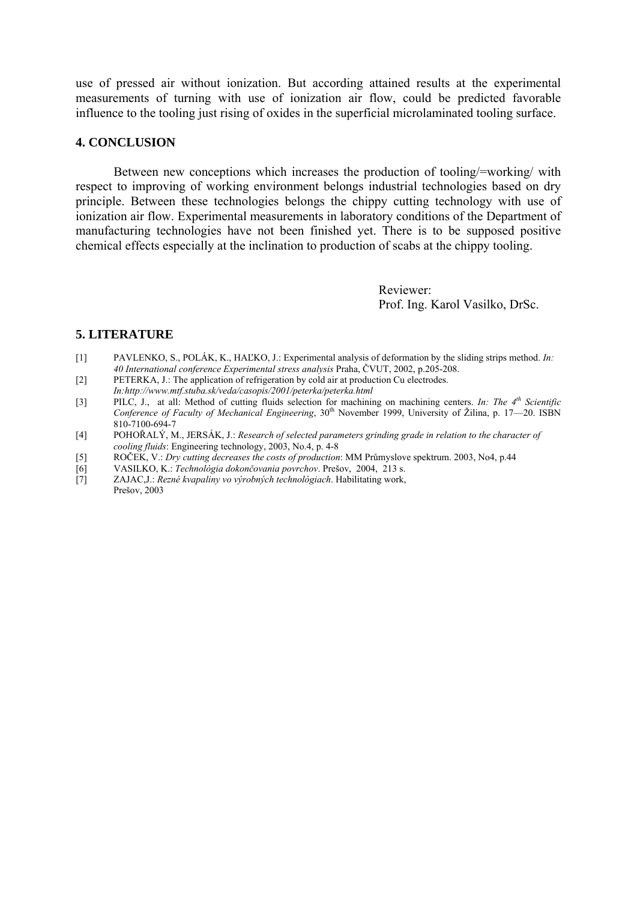use of pressed air without ionization. But according attained results at the experimental measurements of turning with use of ionization air flow, could be predicted favorable influence to the tooling just rising of oxides in the superficial microlaminated tooling surface.

## 4. CONCLUSION

Between new conceptions which increases the production of tooling/=working/ with respect to improving of working environment belongs industrial technologies based on dry principle. Between these technologies belongs the chippy cutting technology with use of ionization air flow. Experimental measurements in laboratory conditions of the Department of manufacturing technologies have not been finished yet. There is to be supposed positive chemical effects especially at the inclination to production of scabs at the chippy tooling.

Reviewer:
Prof. Ing. Karol Vasilko, DrSc.

## 5. LITERATURE

[1] PAVLENKO, S., POLÁK, K., HAĽKO, J.: Experimental analysis of deformation by the sliding strips method. *In: 40 International conference Experimental stress analysis* Praha, ČVUT, 2002, p.205-208.

[2] PETERKA, J.: The application of refrigeration by cold air at production Cu electrodes. *In:http://www.mtf.stuba.sk/veda/casopis/2001/peterka/peterka.html*

[3] PILC, J., at all: Method of cutting fluids selection for machining on machining centers. *In: The 4th Scientific Conference of Faculty of Mechanical Engineering*, 30th November 1999, University of Žilina, p. 17—20. ISBN 810-7100-694-7

[4] POHOŘALÝ, M., JERSÁK, J.: *Research of selected parameters grinding grade in relation to the character of cooling fluids*: Engineering technology, 2003, No.4, p. 4-8

[5] ROČEK, V.: *Dry cutting decreases the costs of production*: MM Průmyslove spektrum. 2003, No4, p.44

[6] VASILKO, K.: *Technológia dokončovania povrchov*. Prešov, 2004, 213 s.

[7] ZAJAC,J.: *Rezné kvapaliny vo výrobných technológiach*. Habilitating work, Prešov, 2003